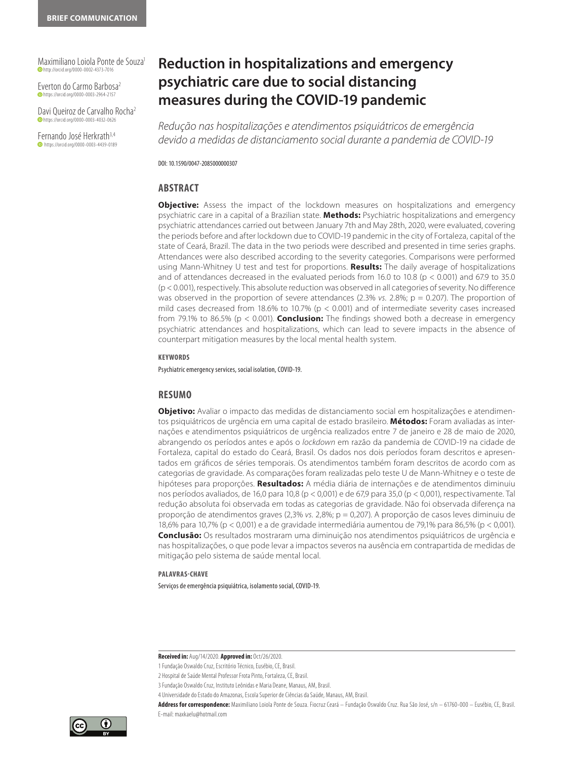BRIEF COMMUNICATION

Maximiliano Loiola Ponte de Souza[1]
http://orcid.org/0000-0002-4373-7016

Everton do Carmo Barbosa[2]
https://orcid.org/0000-0003-2964-2157

Davi Queiroz de Carvalho Rocha[2]
https://orcid.org/0000-0003-4032-0626

Fernando José Herkrath[3,4]
https://orcid.org/0000-0003-4439-0189

# Reduction in hospitalizations and emergency psychiatric care due to social distancing measures during the COVID-19 pandemic

*Redução nas hospitalizações e atendimentos psiquiátricos de emergência devido a medidas de distanciamento social durante a pandemia de COVID-19*

DOI: 10.1590/0047-2085000000307

## ABSTRACT

**Objective:** Assess the impact of the lockdown measures on hospitalizations and emergency psychiatric care in a capital of a Brazilian state. **Methods:** Psychiatric hospitalizations and emergency psychiatric attendances carried out between January 7th and May 28th, 2020, were evaluated, covering the periods before and after lockdown due to COVID-19 pandemic in the city of Fortaleza, capital of the state of Ceará, Brazil. The data in the two periods were described and presented in time series graphs. Attendances were also described according to the severity categories. Comparisons were performed using Mann-Whitney U test and test for proportions. **Results:** The daily average of hospitalizations and of attendances decreased in the evaluated periods from 16.0 to 10.8 ($p < 0.001$) and 67.9 to 35.0 ($p < 0.001$), respectively. This absolute reduction was observed in all categories of severity. No difference was observed in the proportion of severe attendances (2.3% *vs.* 2.8%; $p = 0.207$). The proportion of mild cases decreased from 18.6% to 10.7% ($p < 0.001$) and of intermediate severity cases increased from 79.1% to 86.5% ($p < 0.001$). **Conclusion:** The findings showed both a decrease in emergency psychiatric attendances and hospitalizations, which can lead to severe impacts in the absence of counterpart mitigation measures by the local mental health system.

### KEYWORDS

Psychiatric emergency services, social isolation, COVID-19.

## RESUMO

**Objetivo:** Avaliar o impacto das medidas de distanciamento social em hospitalizações e atendimentos psiquiátricos de urgência em uma capital de estado brasileiro. **Métodos:** Foram avaliadas as internações e atendimentos psiquiátricos de urgência realizados entre 7 de janeiro e 28 de maio de 2020, abrangendo os períodos antes e após o *lockdown* em razão da pandemia de COVID-19 na cidade de Fortaleza, capital do estado do Ceará, Brasil. Os dados nos dois períodos foram descritos e apresentados em gráficos de séries temporais. Os atendimentos também foram descritos de acordo com as categorias de gravidade. As comparações foram realizadas pelo teste U de Mann-Whitney e o teste de hipóteses para proporções. **Resultados:** A média diária de internações e de atendimentos diminuiu nos períodos avaliados, de 16,0 para 10,8 ($p < 0,001$) e de 67,9 para 35,0 ($p < 0,001$), respectivamente. Tal redução absoluta foi observada em todas as categorias de gravidade. Não foi observada diferença na proporção de atendimentos graves (2,3% *vs.* 2,8%; $p = 0,207$). A proporção de casos leves diminuiu de 18,6% para 10,7% ($p < 0,001$) e a de gravidade intermediária aumentou de 79,1% para 86,5% ($p < 0,001$). **Conclusão:** Os resultados mostraram uma diminuição nos atendimentos psiquiátricos de urgência e nas hospitalizações, o que pode levar a impactos severos na ausência em contrapartida de medidas de mitigação pelo sistema de saúde mental local.

### PALAVRAS-CHAVE

Serviços de emergência psiquiátrica, isolamento social, COVID-19.

**Received in:** Aug/14/2020. **Approved in:** Oct/26/2020.

1 Fundação Oswaldo Cruz, Escritório Técnico, Eusébio, CE, Brasil.

2 Hospital de Saúde Mental Professor Frota Pinto, Fortaleza, CE, Brasil.

3 Fundação Oswaldo Cruz, Instituto Leônidas e Maria Deane, Manaus, AM, Brasil.

4 Universidade do Estado do Amazonas, Escola Superior de Ciências da Saúde, Manaus, AM, Brasil.

**Address for correspondence:** Maximiliano Loiola Ponte de Souza. Fiocruz Ceará – Fundação Oswaldo Cruz. Rua São José, s/n – 61760-000 – Eusébio, CE, Brasil. E-mail: maxkaelu@hotmail.com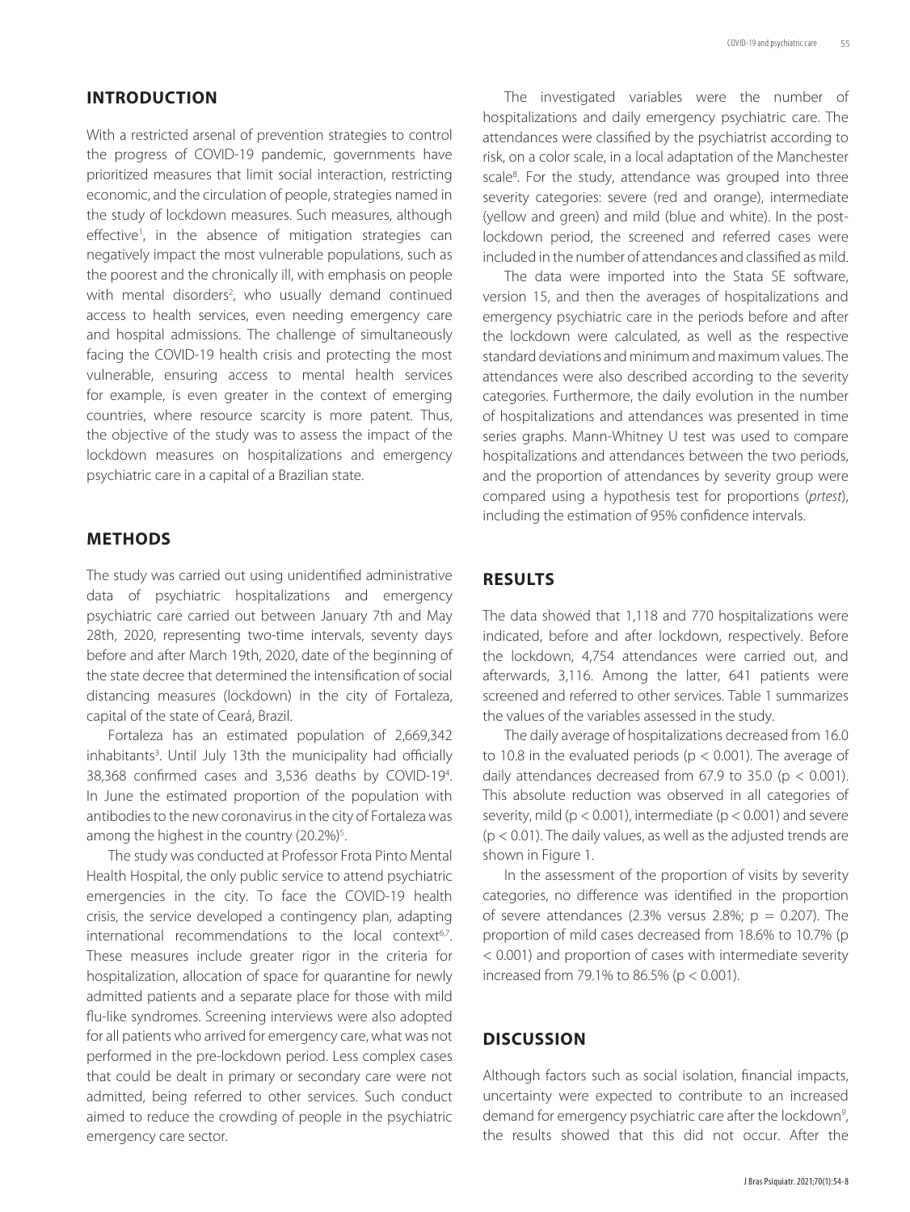## INTRODUCTION

With a restricted arsenal of prevention strategies to control the progress of COVID-19 pandemic, governments have prioritized measures that limit social interaction, restricting economic, and the circulation of people, strategies named in the study of lockdown measures. Such measures, although effective[1], in the absence of mitigation strategies can negatively impact the most vulnerable populations, such as the poorest and the chronically ill, with emphasis on people with mental disorders[2], who usually demand continued access to health services, even needing emergency care and hospital admissions. The challenge of simultaneously facing the COVID-19 health crisis and protecting the most vulnerable, ensuring access to mental health services for example, is even greater in the context of emerging countries, where resource scarcity is more patent. Thus, the objective of the study was to assess the impact of the lockdown measures on hospitalizations and emergency psychiatric care in a capital of a Brazilian state.

## METHODS

The study was carried out using unidentified administrative data of psychiatric hospitalizations and emergency psychiatric care carried out between January 7th and May 28th, 2020, representing two-time intervals, seventy days before and after March 19th, 2020, date of the beginning of the state decree that determined the intensification of social distancing measures (lockdown) in the city of Fortaleza, capital of the state of Ceará, Brazil.

Fortaleza has an estimated population of 2,669,342 inhabitants[3]. Until July 13th the municipality had officially 38,368 confirmed cases and 3,536 deaths by COVID-19[4]. In June the estimated proportion of the population with antibodies to the new coronavirus in the city of Fortaleza was among the highest in the country (20.2%)[5].

The study was conducted at Professor Frota Pinto Mental Health Hospital, the only public service to attend psychiatric emergencies in the city. To face the COVID-19 health crisis, the service developed a contingency plan, adapting international recommendations to the local context[6,7]. These measures include greater rigor in the criteria for hospitalization, allocation of space for quarantine for newly admitted patients and a separate place for those with mild flu-like syndromes. Screening interviews were also adopted for all patients who arrived for emergency care, what was not performed in the pre-lockdown period. Less complex cases that could be dealt in primary or secondary care were not admitted, being referred to other services. Such conduct aimed to reduce the crowding of people in the psychiatric emergency care sector.

The investigated variables were the number of hospitalizations and daily emergency psychiatric care. The attendances were classified by the psychiatrist according to risk, on a color scale, in a local adaptation of the Manchester scale[8]. For the study, attendance was grouped into three severity categories: severe (red and orange), intermediate (yellow and green) and mild (blue and white). In the post-lockdown period, the screened and referred cases were included in the number of attendances and classified as mild.

The data were imported into the Stata SE software, version 15, and then the averages of hospitalizations and emergency psychiatric care in the periods before and after the lockdown were calculated, as well as the respective standard deviations and minimum and maximum values. The attendances were also described according to the severity categories. Furthermore, the daily evolution in the number of hospitalizations and attendances was presented in time series graphs. Mann-Whitney U test was used to compare hospitalizations and attendances between the two periods, and the proportion of attendances by severity group were compared using a hypothesis test for proportions (*prtest*), including the estimation of 95% confidence intervals.

## RESULTS

The data showed that 1,118 and 770 hospitalizations were indicated, before and after lockdown, respectively. Before the lockdown, 4,754 attendances were carried out, and afterwards, 3,116. Among the latter, 641 patients were screened and referred to other services. Table 1 summarizes the values of the variables assessed in the study.

The daily average of hospitalizations decreased from 16.0 to 10.8 in the evaluated periods ($p < 0.001$). The average of daily attendances decreased from 67.9 to 35.0 ($p < 0.001$). This absolute reduction was observed in all categories of severity, mild ($p < 0.001$), intermediate ($p < 0.001$) and severe ($p < 0.01$). The daily values, as well as the adjusted trends are shown in Figure 1.

In the assessment of the proportion of visits by severity categories, no difference was identified in the proportion of severe attendances (2.3% versus 2.8%; $p = 0.207$). The proportion of mild cases decreased from 18.6% to 10.7% ($p < 0.001$) and proportion of cases with intermediate severity increased from 79.1% to 86.5% ($p < 0.001$).

## DISCUSSION

Although factors such as social isolation, financial impacts, uncertainty were expected to contribute to an increased demand for emergency psychiatric care after the lockdown[9], the results showed that this did not occur. After the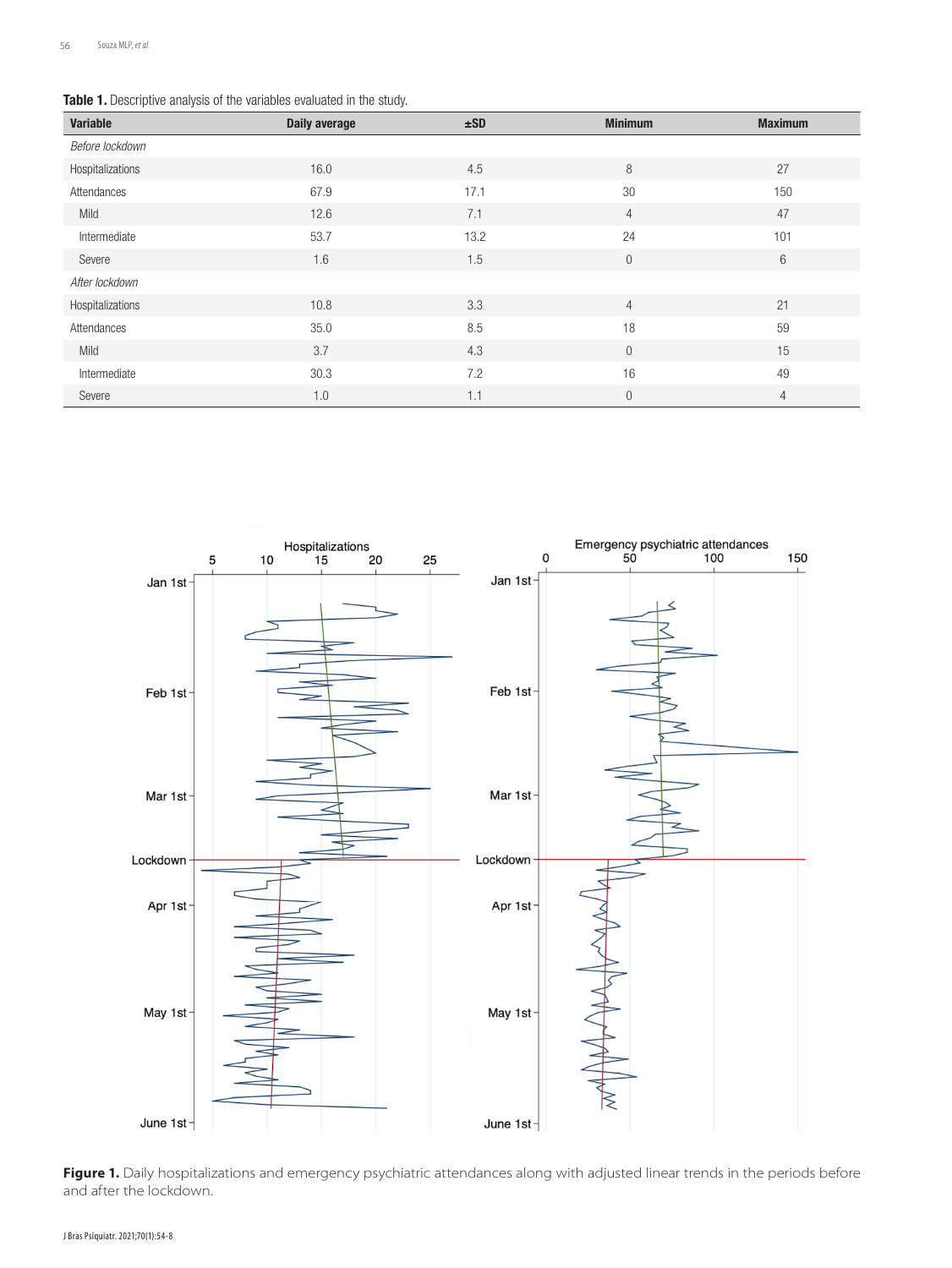**Table 1.** Descriptive analysis of the variables evaluated in the study.

| Variable | Daily average | ±SD | Minimum | Maximum |
|---|---|---|---|---|
| *Before lockdown* | | | | |
| Hospitalizations | 16.0 | 4.5 | 8 | 27 |
| Attendances | 67.9 | 17.1 | 30 | 150 |
| Mild | 12.6 | 7.1 | 4 | 47 |
| Intermediate | 53.7 | 13.2 | 24 | 101 |
| Severe | 1.6 | 1.5 | 0 | 6 |
| *After lockdown* | | | | |
| Hospitalizations | 10.8 | 3.3 | 4 | 21 |
| Attendances | 35.0 | 8.5 | 18 | 59 |
| Mild | 3.7 | 4.3 | 0 | 15 |
| Intermediate | 30.3 | 7.2 | 16 | 49 |
| Severe | 1.0 | 1.1 | 0 | 4 |

**Figure 1.** Daily hospitalizations and emergency psychiatric attendances along with adjusted linear trends in the periods before and after the lockdown.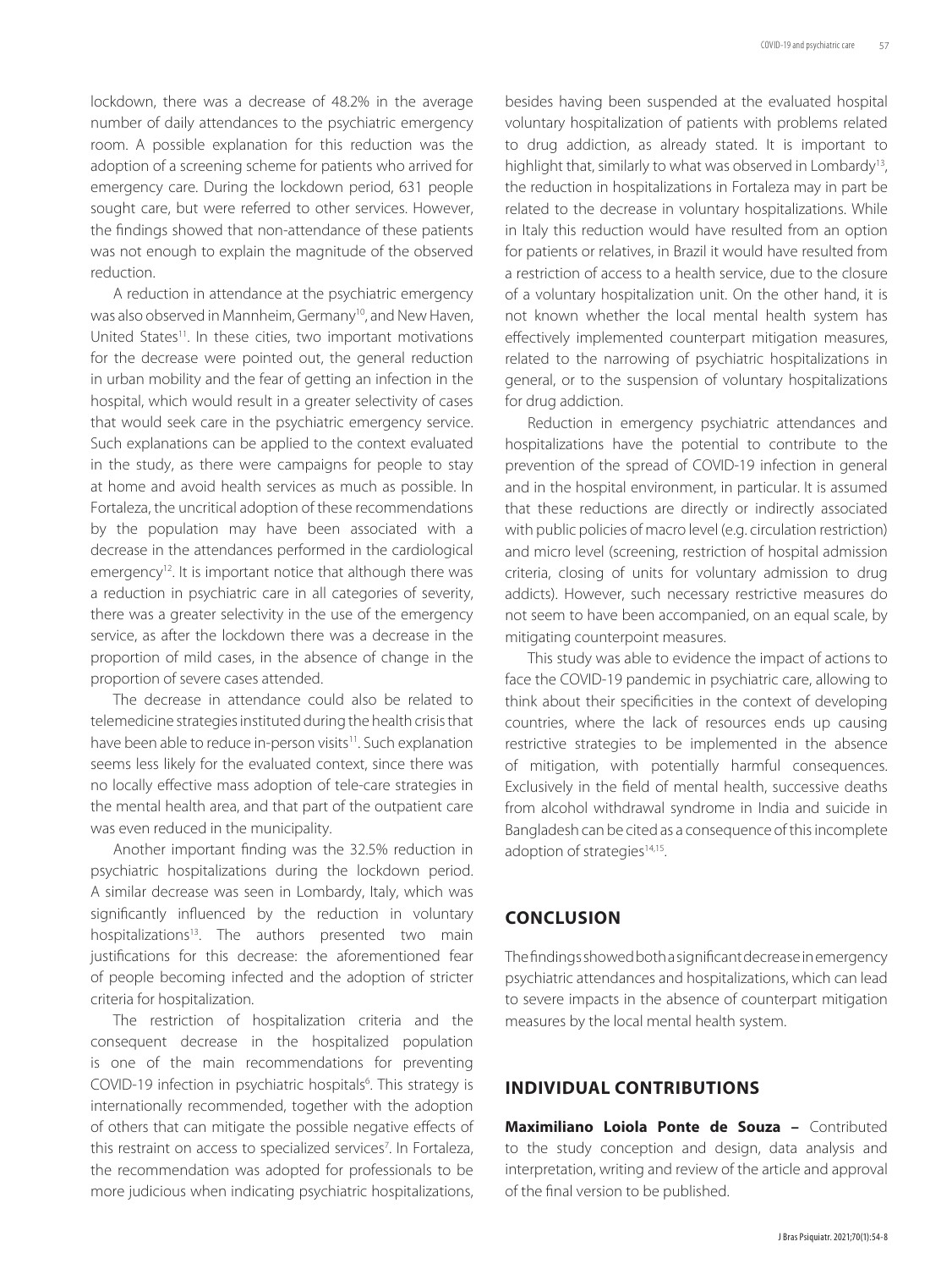lockdown, there was a decrease of 48.2% in the average number of daily attendances to the psychiatric emergency room. A possible explanation for this reduction was the adoption of a screening scheme for patients who arrived for emergency care. During the lockdown period, 631 people sought care, but were referred to other services. However, the findings showed that non-attendance of these patients was not enough to explain the magnitude of the observed reduction.

A reduction in attendance at the psychiatric emergency was also observed in Mannheim, Germany[10], and New Haven, United States[11]. In these cities, two important motivations for the decrease were pointed out, the general reduction in urban mobility and the fear of getting an infection in the hospital, which would result in a greater selectivity of cases that would seek care in the psychiatric emergency service. Such explanations can be applied to the context evaluated in the study, as there were campaigns for people to stay at home and avoid health services as much as possible. In Fortaleza, the uncritical adoption of these recommendations by the population may have been associated with a decrease in the attendances performed in the cardiological emergency[12]. It is important notice that although there was a reduction in psychiatric care in all categories of severity, there was a greater selectivity in the use of the emergency service, as after the lockdown there was a decrease in the proportion of mild cases, in the absence of change in the proportion of severe cases attended.

The decrease in attendance could also be related to telemedicine strategies instituted during the health crisis that have been able to reduce in-person visits[11]. Such explanation seems less likely for the evaluated context, since there was no locally effective mass adoption of tele-care strategies in the mental health area, and that part of the outpatient care was even reduced in the municipality.

Another important finding was the 32.5% reduction in psychiatric hospitalizations during the lockdown period. A similar decrease was seen in Lombardy, Italy, which was significantly influenced by the reduction in voluntary hospitalizations[13]. The authors presented two main justifications for this decrease: the aforementioned fear of people becoming infected and the adoption of stricter criteria for hospitalization.

The restriction of hospitalization criteria and the consequent decrease in the hospitalized population is one of the main recommendations for preventing COVID-19 infection in psychiatric hospitals[6]. This strategy is internationally recommended, together with the adoption of others that can mitigate the possible negative effects of this restraint on access to specialized services[7]. In Fortaleza, the recommendation was adopted for professionals to be more judicious when indicating psychiatric hospitalizations, besides having been suspended at the evaluated hospital voluntary hospitalization of patients with problems related to drug addiction, as already stated. It is important to highlight that, similarly to what was observed in Lombardy[13], the reduction in hospitalizations in Fortaleza may in part be related to the decrease in voluntary hospitalizations. While in Italy this reduction would have resulted from an option for patients or relatives, in Brazil it would have resulted from a restriction of access to a health service, due to the closure of a voluntary hospitalization unit. On the other hand, it is not known whether the local mental health system has effectively implemented counterpart mitigation measures, related to the narrowing of psychiatric hospitalizations in general, or to the suspension of voluntary hospitalizations for drug addiction.

Reduction in emergency psychiatric attendances and hospitalizations have the potential to contribute to the prevention of the spread of COVID-19 infection in general and in the hospital environment, in particular. It is assumed that these reductions are directly or indirectly associated with public policies of macro level (e.g. circulation restriction) and micro level (screening, restriction of hospital admission criteria, closing of units for voluntary admission to drug addicts). However, such necessary restrictive measures do not seem to have been accompanied, on an equal scale, by mitigating counterpoint measures.

This study was able to evidence the impact of actions to face the COVID-19 pandemic in psychiatric care, allowing to think about their specificities in the context of developing countries, where the lack of resources ends up causing restrictive strategies to be implemented in the absence of mitigation, with potentially harmful consequences. Exclusively in the field of mental health, successive deaths from alcohol withdrawal syndrome in India and suicide in Bangladesh can be cited as a consequence of this incomplete adoption of strategies[14,15].

## CONCLUSION

The findings showed both a significant decrease in emergency psychiatric attendances and hospitalizations, which can lead to severe impacts in the absence of counterpart mitigation measures by the local mental health system.

## INDIVIDUAL CONTRIBUTIONS

**Maximiliano Loiola Ponte de Souza –** Contributed to the study conception and design, data analysis and interpretation, writing and review of the article and approval of the final version to be published.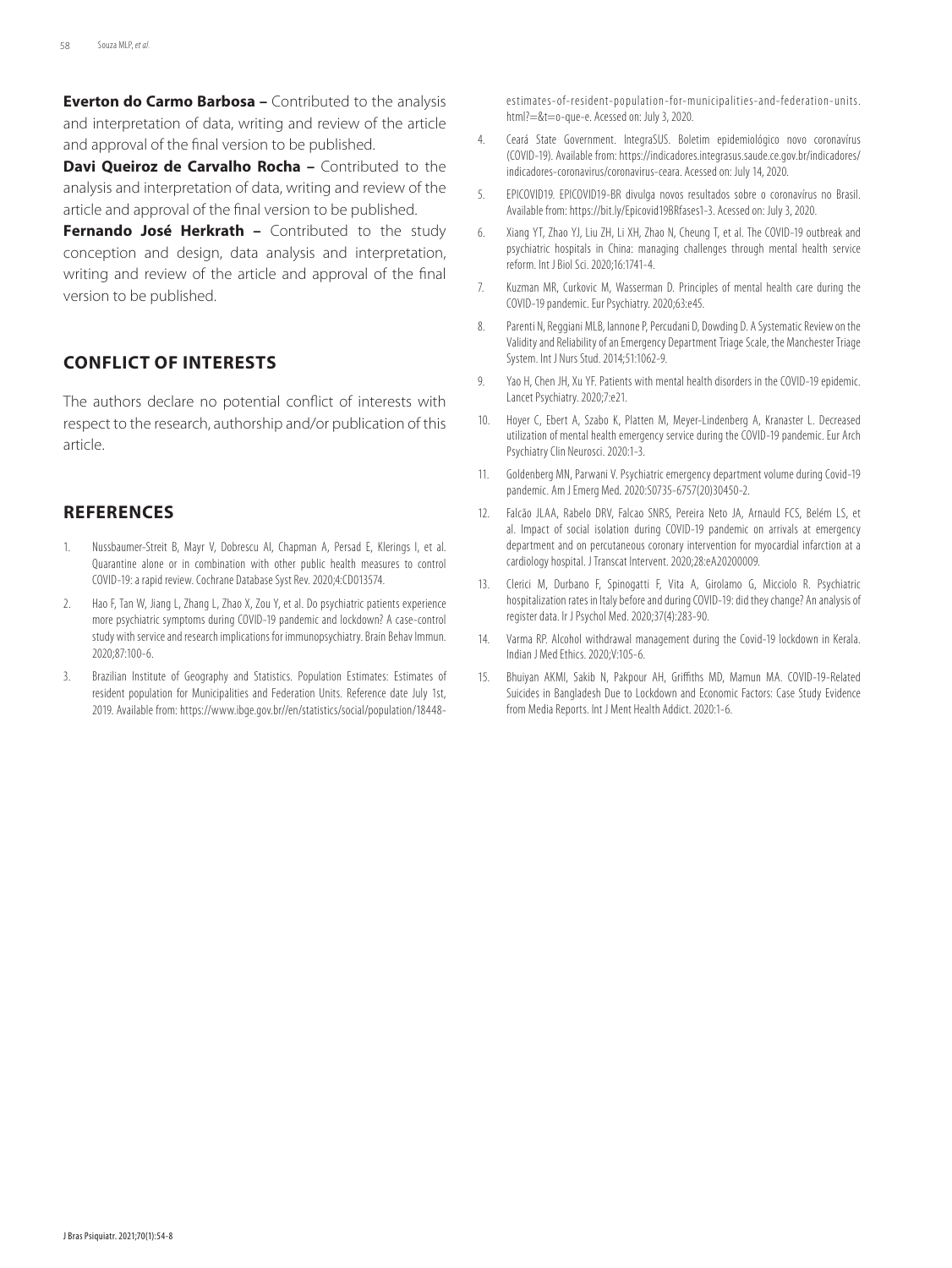**Everton do Carmo Barbosa –** Contributed to the analysis and interpretation of data, writing and review of the article and approval of the final version to be published.

**Davi Queiroz de Carvalho Rocha –** Contributed to the analysis and interpretation of data, writing and review of the article and approval of the final version to be published.

**Fernando José Herkrath –** Contributed to the study conception and design, data analysis and interpretation, writing and review of the article and approval of the final version to be published.

## CONFLICT OF INTERESTS

The authors declare no potential conflict of interests with respect to the research, authorship and/or publication of this article.

## REFERENCES

1. Nussbaumer-Streit B, Mayr V, Dobrescu AI, Chapman A, Persad E, Klerings I, et al. Quarantine alone or in combination with other public health measures to control COVID-19: a rapid review. Cochrane Database Syst Rev. 2020;4:CD013574.
2. Hao F, Tan W, Jiang L, Zhang L, Zhao X, Zou Y, et al. Do psychiatric patients experience more psychiatric symptoms during COVID-19 pandemic and lockdown? A case-control study with service and research implications for immunopsychiatry. Brain Behav Immun. 2020;87:100-6.
3. Brazilian Institute of Geography and Statistics. Population Estimates: Estimates of resident population for Municipalities and Federation Units. Reference date July 1st, 2019. Available from: https://www.ibge.gov.br//en/statistics/social/population/18448-estimates-of-resident-population-for-municipalities-and-federation-units.html?=&t=o-que-e. Acessed on: July 3, 2020.
4. Ceará State Government. IntegraSUS. Boletim epidemiológico novo coronavírus (COVID-19). Available from: https://indicadores.integrasus.saude.ce.gov.br/indicadores/indicadores-coronavirus/coronavirus-ceara. Acessed on: July 14, 2020.
5. EPICOVID19. EPICOVID19-BR divulga novos resultados sobre o coronavírus no Brasil. Available from: https://bit.ly/Epicovid19BRfases1-3. Acessed on: July 3, 2020.
6. Xiang YT, Zhao YJ, Liu ZH, Li XH, Zhao N, Cheung T, et al. The COVID-19 outbreak and psychiatric hospitals in China: managing challenges through mental health service reform. Int J Biol Sci. 2020;16:1741-4.
7. Kuzman MR, Curkovic M, Wasserman D. Principles of mental health care during the COVID-19 pandemic. Eur Psychiatry. 2020;63:e45.
8. Parenti N, Reggiani MLB, Iannone P, Percudani D, Dowding D. A Systematic Review on the Validity and Reliability of an Emergency Department Triage Scale, the Manchester Triage System. Int J Nurs Stud. 2014;51:1062-9.
9. Yao H, Chen JH, Xu YF. Patients with mental health disorders in the COVID-19 epidemic. Lancet Psychiatry. 2020;7:e21.
10. Hoyer C, Ebert A, Szabo K, Platten M, Meyer-Lindenberg A, Kranaster L. Decreased utilization of mental health emergency service during the COVID-19 pandemic. Eur Arch Psychiatry Clin Neurosci. 2020:1-3.
11. Goldenberg MN, Parwani V. Psychiatric emergency department volume during Covid-19 pandemic. Am J Emerg Med. 2020:S0735-6757(20)30450-2.
12. Falcão JLAA, Rabelo DRV, Falcao SNRS, Pereira Neto JA, Arnauld FCS, Belém LS, et al. Impact of social isolation during COVID-19 pandemic on arrivals at emergency department and on percutaneous coronary intervention for myocardial infarction at a cardiology hospital. J Transcat Intervent. 2020;28:eA20200009.
13. Clerici M, Durbano F, Spinogatti F, Vita A, Girolamo G, Micciolo R. Psychiatric hospitalization rates in Italy before and during COVID-19: did they change? An analysis of register data. Ir J Psychol Med. 2020;37(4):283-90.
14. Varma RP. Alcohol withdrawal management during the Covid-19 lockdown in Kerala. Indian J Med Ethics. 2020;V:105-6.
15. Bhuiyan AKMI, Sakib N, Pakpour AH, Griffiths MD, Mamun MA. COVID-19-Related Suicides in Bangladesh Due to Lockdown and Economic Factors: Case Study Evidence from Media Reports. Int J Ment Health Addict. 2020:1-6.